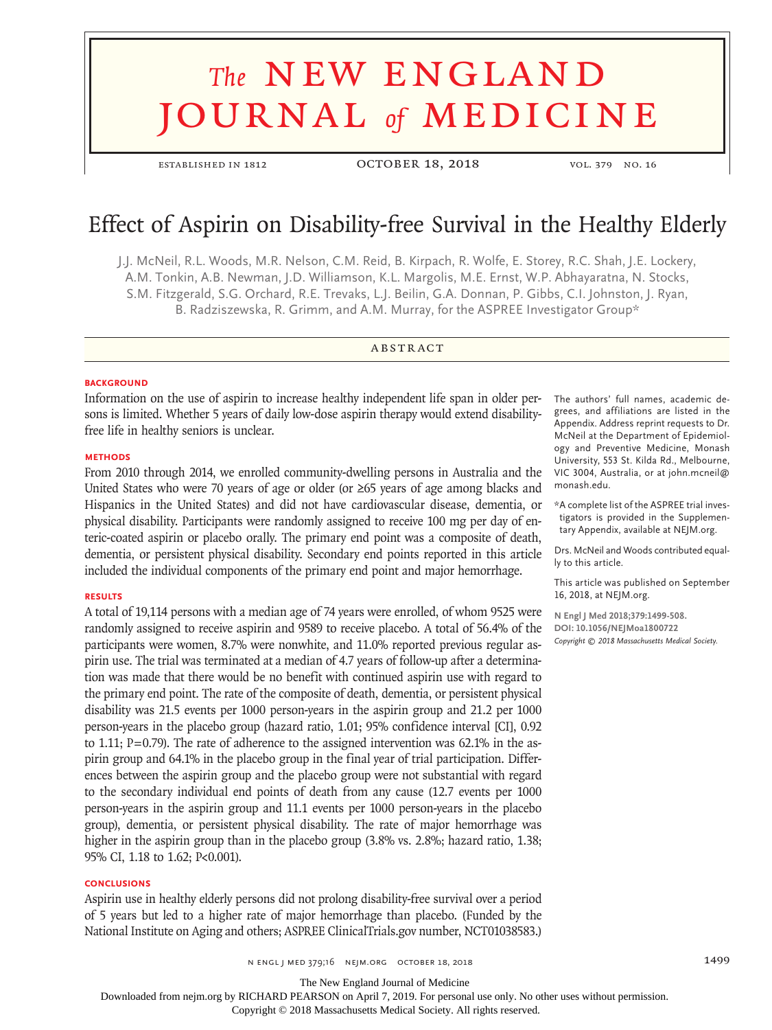# The NEW ENGLAND JOURNAL of MEDICINE

ESTABLISHED IN 1812 — OCTOBER 18, 2018 — VOL. 379 NO. 16

# Effect of Aspirin on Disability-free Survival in the Healthy Elderly

J.J. McNeil, R.L. Woods, M.R. Nelson, C.M. Reid, B. Kirpach, R. Wolfe, E. Storey, R.C. Shah, J.E. Lockery, A.M. Tonkin, A.B. Newman, J.D. Williamson, K.L. Margolis, M.E. Ernst, W.P. Abhayaratna, N. Stocks, S.M. Fitzgerald, S.G. Orchard, R.E. Trevaks, L.J. Beilin, G.A. Donnan, P. Gibbs, C.I. Johnston, J. Ryan, B. Radziszewska, R. Grimm, and A.M. Murray, for the ASPREE Investigator Group*

## ABSTRACT

### BACKGROUND

Information on the use of aspirin to increase healthy independent life span in older persons is limited. Whether 5 years of daily low-dose aspirin therapy would extend disability-free life in healthy seniors is unclear.

### METHODS

From 2010 through 2014, we enrolled community-dwelling persons in Australia and the United States who were 70 years of age or older (or ≥65 years of age among blacks and Hispanics in the United States) and did not have cardiovascular disease, dementia, or physical disability. Participants were randomly assigned to receive 100 mg per day of enteric-coated aspirin or placebo orally. The primary end point was a composite of death, dementia, or persistent physical disability. Secondary end points reported in this article included the individual components of the primary end point and major hemorrhage.

### RESULTS

A total of 19,114 persons with a median age of 74 years were enrolled, of whom 9525 were randomly assigned to receive aspirin and 9589 to receive placebo. A total of 56.4% of the participants were women, 8.7% were nonwhite, and 11.0% reported previous regular aspirin use. The trial was terminated at a median of 4.7 years of follow-up after a determination was made that there would be no benefit with continued aspirin use with regard to the primary end point. The rate of the composite of death, dementia, or persistent physical disability was 21.5 events per 1000 person-years in the aspirin group and 21.2 per 1000 person-years in the placebo group (hazard ratio, 1.01; 95% confidence interval [CI], 0.92 to 1.11; P=0.79). The rate of adherence to the assigned intervention was 62.1% in the aspirin group and 64.1% in the placebo group in the final year of trial participation. Differences between the aspirin group and the placebo group were not substantial with regard to the secondary individual end points of death from any cause (12.7 events per 1000 person-years in the aspirin group and 11.1 events per 1000 person-years in the placebo group), dementia, or persistent physical disability. The rate of major hemorrhage was higher in the aspirin group than in the placebo group (3.8% vs. 2.8%; hazard ratio, 1.38; 95% CI, 1.18 to 1.62; P<0.001).

### CONCLUSIONS

Aspirin use in healthy elderly persons did not prolong disability-free survival over a period of 5 years but led to a higher rate of major hemorrhage than placebo. (Funded by the National Institute on Aging and others; ASPREE ClinicalTrials.gov number, NCT01038583.)

The authors' full names, academic degrees, and affiliations are listed in the Appendix. Address reprint requests to Dr. McNeil at the Department of Epidemiology and Preventive Medicine, Monash University, 553 St. Kilda Rd., Melbourne, VIC 3004, Australia, or at john.mcneil@monash.edu.

*A complete list of the ASPREE trial investigators is provided in the Supplementary Appendix, available at NEJM.org.

Drs. McNeil and Woods contributed equally to this article.

This article was published on September 16, 2018, at NEJM.org.

**N Engl J Med 2018;379:1499-508.**
**DOI: 10.1056/NEJMoa1800722**
*Copyright © 2018 Massachusetts Medical Society.*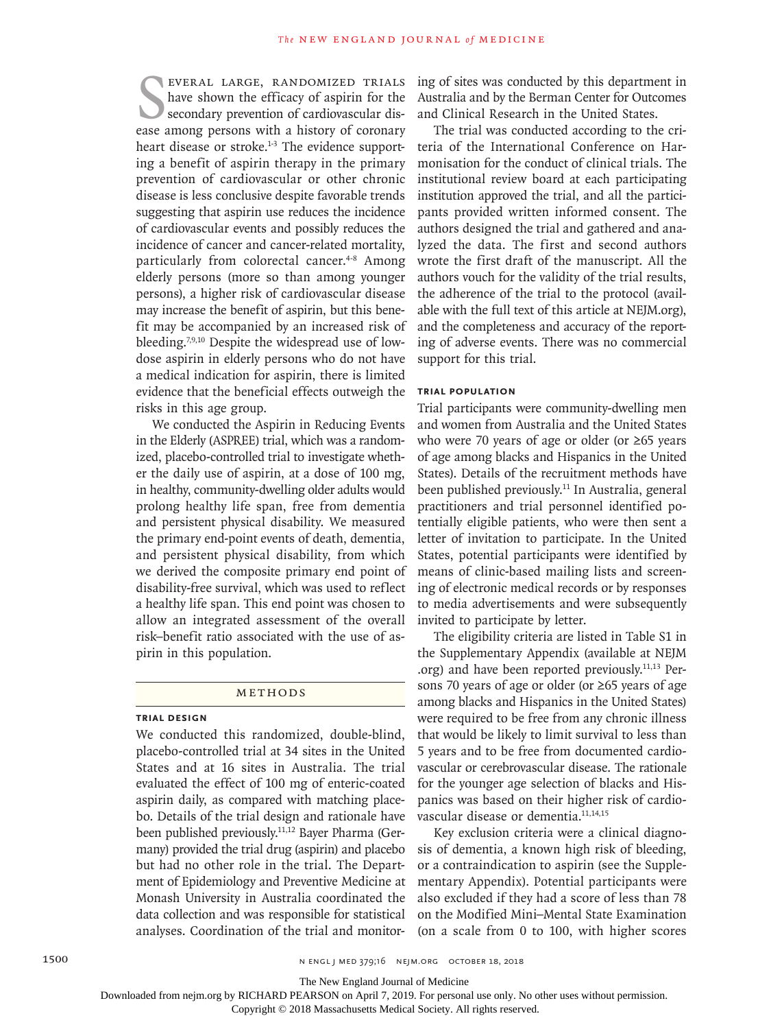Several large, randomized trials have shown the efficacy of aspirin for the secondary prevention of cardiovascular disease among persons with a history of coronary heart disease or stroke.[1-3] The evidence supporting a benefit of aspirin therapy in the primary prevention of cardiovascular or other chronic disease is less conclusive despite favorable trends suggesting that aspirin use reduces the incidence of cardiovascular events and possibly reduces the incidence of cancer and cancer-related mortality, particularly from colorectal cancer.[4-8] Among elderly persons (more so than among younger persons), a higher risk of cardiovascular disease may increase the benefit of aspirin, but this benefit may be accompanied by an increased risk of bleeding.[7,9,10] Despite the widespread use of low-dose aspirin in elderly persons who do not have a medical indication for aspirin, there is limited evidence that the beneficial effects outweigh the risks in this age group.

We conducted the Aspirin in Reducing Events in the Elderly (ASPREE) trial, which was a randomized, placebo-controlled trial to investigate whether the daily use of aspirin, at a dose of 100 mg, in healthy, community-dwelling older adults would prolong healthy life span, free from dementia and persistent physical disability. We measured the primary end-point events of death, dementia, and persistent physical disability, from which we derived the composite primary end point of disability-free survival, which was used to reflect a healthy life span. This end point was chosen to allow an integrated assessment of the overall risk–benefit ratio associated with the use of aspirin in this population.

## Methods

### Trial Design

We conducted this randomized, double-blind, placebo-controlled trial at 34 sites in the United States and at 16 sites in Australia. The trial evaluated the effect of 100 mg of enteric-coated aspirin daily, as compared with matching placebo. Details of the trial design and rationale have been published previously.[11,12] Bayer Pharma (Germany) provided the trial drug (aspirin) and placebo but had no other role in the trial. The Department of Epidemiology and Preventive Medicine at Monash University in Australia coordinated the data collection and was responsible for statistical analyses. Coordination of the trial and monitoring of sites was conducted by this department in Australia and by the Berman Center for Outcomes and Clinical Research in the United States.

The trial was conducted according to the criteria of the International Conference on Harmonisation for the conduct of clinical trials. The institutional review board at each participating institution approved the trial, and all the participants provided written informed consent. The authors designed the trial and gathered and analyzed the data. The first and second authors wrote the first draft of the manuscript. All the authors vouch for the validity of the trial results, the adherence of the trial to the protocol (available with the full text of this article at NEJM.org), and the completeness and accuracy of the reporting of adverse events. There was no commercial support for this trial.

### Trial Population

Trial participants were community-dwelling men and women from Australia and the United States who were 70 years of age or older (or ≥65 years of age among blacks and Hispanics in the United States). Details of the recruitment methods have been published previously.[11] In Australia, general practitioners and trial personnel identified potentially eligible patients, who were then sent a letter of invitation to participate. In the United States, potential participants were identified by means of clinic-based mailing lists and screening of electronic medical records or by responses to media advertisements and were subsequently invited to participate by letter.

The eligibility criteria are listed in Table S1 in the Supplementary Appendix (available at NEJM.org) and have been reported previously.[11,13] Persons 70 years of age or older (or ≥65 years of age among blacks and Hispanics in the United States) were required to be free from any chronic illness that would be likely to limit survival to less than 5 years and to be free from documented cardiovascular or cerebrovascular disease. The rationale for the younger age selection of blacks and Hispanics was based on their higher risk of cardiovascular disease or dementia.[11,14,15]

Key exclusion criteria were a clinical diagnosis of dementia, a known high risk of bleeding, or a contraindication to aspirin (see the Supplementary Appendix). Potential participants were also excluded if they had a score of less than 78 on the Modified Mini–Mental State Examination (on a scale from 0 to 100, with higher scores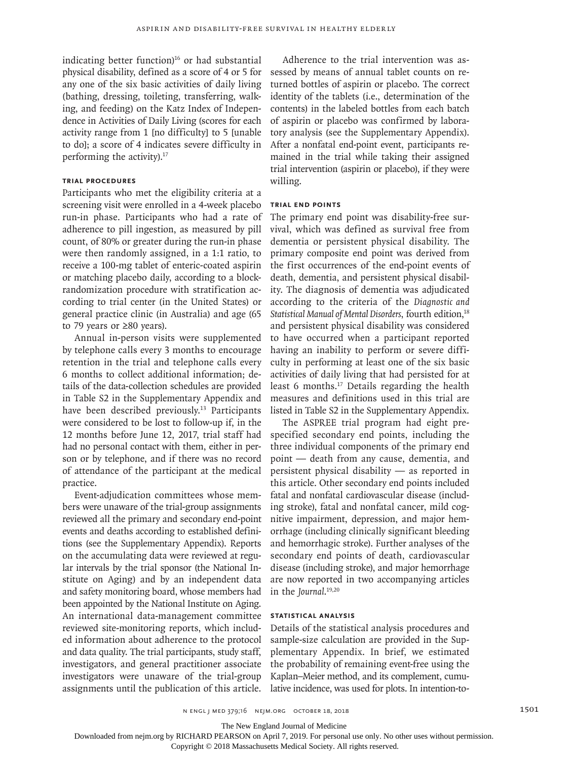indicating better function)[16] or had substantial physical disability, defined as a score of 4 or 5 for any one of the six basic activities of daily living (bathing, dressing, toileting, transferring, walking, and feeding) on the Katz Index of Independence in Activities of Daily Living (scores for each activity range from 1 [no difficulty] to 5 [unable to do]; a score of 4 indicates severe difficulty in performing the activity).[17]

### Trial Procedures

Participants who met the eligibility criteria at a screening visit were enrolled in a 4-week placebo run-in phase. Participants who had a rate of adherence to pill ingestion, as measured by pill count, of 80% or greater during the run-in phase were then randomly assigned, in a 1:1 ratio, to receive a 100-mg tablet of enteric-coated aspirin or matching placebo daily, according to a block-randomization procedure with stratification according to trial center (in the United States) or general practice clinic (in Australia) and age (65 to 79 years or ≥80 years).

Annual in-person visits were supplemented by telephone calls every 3 months to encourage retention in the trial and telephone calls every 6 months to collect additional information; details of the data-collection schedules are provided in Table S2 in the Supplementary Appendix and have been described previously.[13] Participants were considered to be lost to follow-up if, in the 12 months before June 12, 2017, trial staff had had no personal contact with them, either in person or by telephone, and if there was no record of attendance of the participant at the medical practice.

Event-adjudication committees whose members were unaware of the trial-group assignments reviewed all the primary and secondary end-point events and deaths according to established definitions (see the Supplementary Appendix). Reports on the accumulating data were reviewed at regular intervals by the trial sponsor (the National Institute on Aging) and by an independent data and safety monitoring board, whose members had been appointed by the National Institute on Aging. An international data-management committee reviewed site-monitoring reports, which included information about adherence to the protocol and data quality. The trial participants, study staff, investigators, and general practitioner associate investigators were unaware of the trial-group assignments until the publication of this article.

Adherence to the trial intervention was assessed by means of annual tablet counts on returned bottles of aspirin or placebo. The correct identity of the tablets (i.e., determination of the contents) in the labeled bottles from each batch of aspirin or placebo was confirmed by laboratory analysis (see the Supplementary Appendix). After a nonfatal end-point event, participants remained in the trial while taking their assigned trial intervention (aspirin or placebo), if they were willing.

### Trial End Points

The primary end point was disability-free survival, which was defined as survival free from dementia or persistent physical disability. The primary composite end point was derived from the first occurrences of the end-point events of death, dementia, and persistent physical disability. The diagnosis of dementia was adjudicated according to the criteria of the *Diagnostic and Statistical Manual of Mental Disorders*, fourth edition,[18] and persistent physical disability was considered to have occurred when a participant reported having an inability to perform or severe difficulty in performing at least one of the six basic activities of daily living that had persisted for at least 6 months.[17] Details regarding the health measures and definitions used in this trial are listed in Table S2 in the Supplementary Appendix.

The ASPREE trial program had eight prespecified secondary end points, including the three individual components of the primary end point — death from any cause, dementia, and persistent physical disability — as reported in this article. Other secondary end points included fatal and nonfatal cardiovascular disease (including stroke), fatal and nonfatal cancer, mild cognitive impairment, depression, and major hemorrhage (including clinically significant bleeding and hemorrhagic stroke). Further analyses of the secondary end points of death, cardiovascular disease (including stroke), and major hemorrhage are now reported in two accompanying articles in the *Journal*.[19,20]

### Statistical Analysis

Details of the statistical analysis procedures and sample-size calculation are provided in the Supplementary Appendix. In brief, we estimated the probability of remaining event-free using the Kaplan–Meier method, and its complement, cumulative incidence, was used for plots. In intention-to-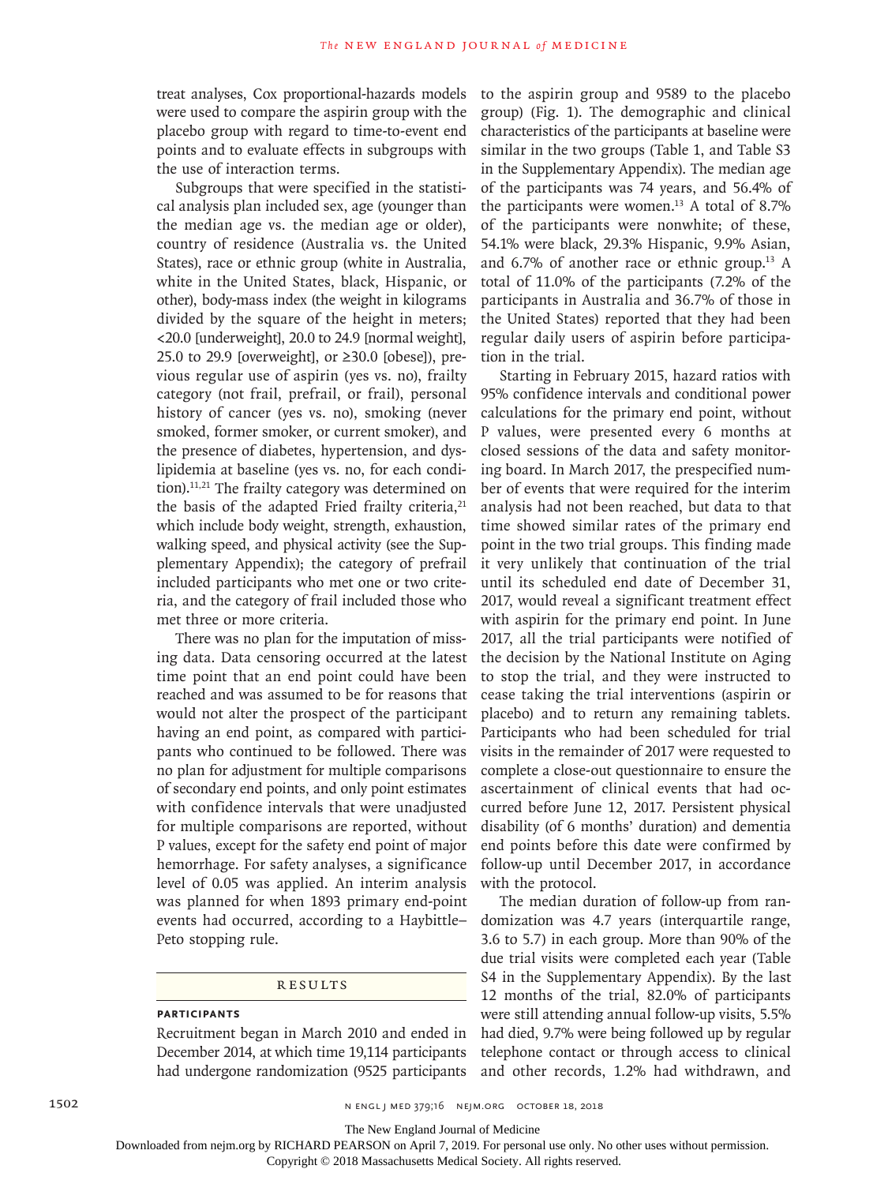treat analyses, Cox proportional-hazards models were used to compare the aspirin group with the placebo group with regard to time-to-event end points and to evaluate effects in subgroups with the use of interaction terms.

Subgroups that were specified in the statistical analysis plan included sex, age (younger than the median age vs. the median age or older), country of residence (Australia vs. the United States), race or ethnic group (white in Australia, white in the United States, black, Hispanic, or other), body-mass index (the weight in kilograms divided by the square of the height in meters; <20.0 [underweight], 20.0 to 24.9 [normal weight], 25.0 to 29.9 [overweight], or ≥30.0 [obese]), previous regular use of aspirin (yes vs. no), frailty category (not frail, prefrail, or frail), personal history of cancer (yes vs. no), smoking (never smoked, former smoker, or current smoker), and the presence of diabetes, hypertension, and dyslipidemia at baseline (yes vs. no, for each condition).[11,21] The frailty category was determined on the basis of the adapted Fried frailty criteria,[21] which include body weight, strength, exhaustion, walking speed, and physical activity (see the Supplementary Appendix); the category of prefrail included participants who met one or two criteria, and the category of frail included those who met three or more criteria.

There was no plan for the imputation of missing data. Data censoring occurred at the latest time point that an end point could have been reached and was assumed to be for reasons that would not alter the prospect of the participant having an end point, as compared with participants who continued to be followed. There was no plan for adjustment for multiple comparisons of secondary end points, and only point estimates with confidence intervals that were unadjusted for multiple comparisons are reported, without P values, except for the safety end point of major hemorrhage. For safety analyses, a significance level of 0.05 was applied. An interim analysis was planned for when 1893 primary end-point events had occurred, according to a Haybittle–Peto stopping rule.

## RESULTS

### PARTICIPANTS

Recruitment began in March 2010 and ended in December 2014, at which time 19,114 participants had undergone randomization (9525 participants to the aspirin group and 9589 to the placebo group) (Fig. 1). The demographic and clinical characteristics of the participants at baseline were similar in the two groups (Table 1, and Table S3 in the Supplementary Appendix). The median age of the participants was 74 years, and 56.4% of the participants were women.[13] A total of 8.7% of the participants were nonwhite; of these, 54.1% were black, 29.3% Hispanic, 9.9% Asian, and 6.7% of another race or ethnic group.[13] A total of 11.0% of the participants (7.2% of the participants in Australia and 36.7% of those in the United States) reported that they had been regular daily users of aspirin before participation in the trial.

Starting in February 2015, hazard ratios with 95% confidence intervals and conditional power calculations for the primary end point, without P values, were presented every 6 months at closed sessions of the data and safety monitoring board. In March 2017, the prespecified number of events that were required for the interim analysis had not been reached, but data to that time showed similar rates of the primary end point in the two trial groups. This finding made it very unlikely that continuation of the trial until its scheduled end date of December 31, 2017, would reveal a significant treatment effect with aspirin for the primary end point. In June 2017, all the trial participants were notified of the decision by the National Institute on Aging to stop the trial, and they were instructed to cease taking the trial interventions (aspirin or placebo) and to return any remaining tablets. Participants who had been scheduled for trial visits in the remainder of 2017 were requested to complete a close-out questionnaire to ensure the ascertainment of clinical events that had occurred before June 12, 2017. Persistent physical disability (of 6 months' duration) and dementia end points before this date were confirmed by follow-up until December 2017, in accordance with the protocol.

The median duration of follow-up from randomization was 4.7 years (interquartile range, 3.6 to 5.7) in each group. More than 90% of the due trial visits were completed each year (Table S4 in the Supplementary Appendix). By the last 12 months of the trial, 82.0% of participants were still attending annual follow-up visits, 5.5% had died, 9.7% were being followed up by regular telephone contact or through access to clinical and other records, 1.2% had withdrawn, and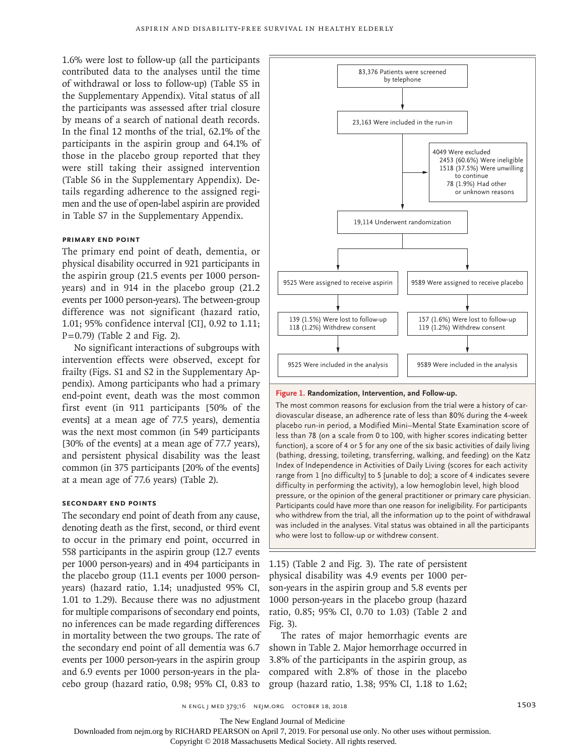1.6% were lost to follow-up (all the participants contributed data to the analyses until the time of withdrawal or loss to follow-up) (Table S5 in the Supplementary Appendix). Vital status of all the participants was assessed after trial closure by means of a search of national death records. In the final 12 months of the trial, 62.1% of the participants in the aspirin group and 64.1% of those in the placebo group reported that they were still taking their assigned intervention (Table S6 in the Supplementary Appendix). Details regarding adherence to the assigned regimen and the use of open-label aspirin are provided in Table S7 in the Supplementary Appendix.

### Primary End Point

The primary end point of death, dementia, or physical disability occurred in 921 participants in the aspirin group (21.5 events per 1000 person-years) and in 914 in the placebo group (21.2 events per 1000 person-years). The between-group difference was not significant (hazard ratio, 1.01; 95% confidence interval [CI], 0.92 to 1.11; P=0.79) (Table 2 and Fig. 2).

No significant interactions of subgroups with intervention effects were observed, except for frailty (Figs. S1 and S2 in the Supplementary Appendix). Among participants who had a primary end-point event, death was the most common first event (in 911 participants [50% of the events] at a mean age of 77.5 years), dementia was the next most common (in 549 participants [30% of the events] at a mean age of 77.7 years), and persistent physical disability was the least common (in 375 participants [20% of the events] at a mean age of 77.6 years) (Table 2).

### Secondary End Points

The secondary end point of death from any cause, denoting death as the first, second, or third event to occur in the primary end point, occurred in 558 participants in the aspirin group (12.7 events per 1000 person-years) and in 494 participants in the placebo group (11.1 events per 1000 person-years) (hazard ratio, 1.14; unadjusted 95% CI, 1.01 to 1.29). Because there was no adjustment for multiple comparisons of secondary end points, no inferences can be made regarding differences in mortality between the two groups. The rate of the secondary end point of all dementia was 6.7 events per 1000 person-years in the aspirin group and 6.9 events per 1000 person-years in the placebo group (hazard ratio, 0.98; 95% CI, 0.83 to 1.15) (Table 2 and Fig. 3). The rate of persistent physical disability was 4.9 events per 1000 person-years in the aspirin group and 5.8 events per 1000 person-years in the placebo group (hazard ratio, 0.85; 95% CI, 0.70 to 1.03) (Table 2 and Fig. 3).

The rates of major hemorrhagic events are shown in Table 2. Major hemorrhage occurred in 3.8% of the participants in the aspirin group, as compared with 2.8% of those in the placebo group (hazard ratio, 1.38; 95% CI, 1.18 to 1.62;

---

83,376 Patients were screened by telephone

↓

23,163 Were included in the run-in

→ 4049 Were excluded
- 2453 (60.6%) Were ineligible
- 1518 (37.5%) Were unwilling to continue
- 78 (1.9%) Had other or unknown reasons

↓

19,114 Underwent randomization

| Aspirin | Placebo |
|---|---|
| 9525 Were assigned to receive aspirin | 9589 Were assigned to receive placebo |
| 139 (1.5%) Were lost to follow-up; 118 (1.2%) Withdrew consent | 157 (1.6%) Were lost to follow-up; 119 (1.2%) Withdrew consent |
| 9525 Were included in the analysis | 9589 Were included in the analysis |

**Figure 1. Randomization, Intervention, and Follow-up.**

The most common reasons for exclusion from the trial were a history of cardiovascular disease, an adherence rate of less than 80% during the 4-week placebo run-in period, a Modified Mini–Mental State Examination score of less than 78 (on a scale from 0 to 100, with higher scores indicating better function), a score of 4 or 5 for any one of the six basic activities of daily living (bathing, dressing, toileting, transferring, walking, and feeding) on the Katz Index of Independence in Activities of Daily Living (scores for each activity range from 1 [no difficulty] to 5 [unable to do]; a score of 4 indicates severe difficulty in performing the activity), a low hemoglobin level, high blood pressure, or the opinion of the general practitioner or primary care physician. Participants could have more than one reason for ineligibility. For participants who withdrew from the trial, all the information up to the point of withdrawal was included in the analyses. Vital status was obtained in all the participants who were lost to follow-up or withdrew consent.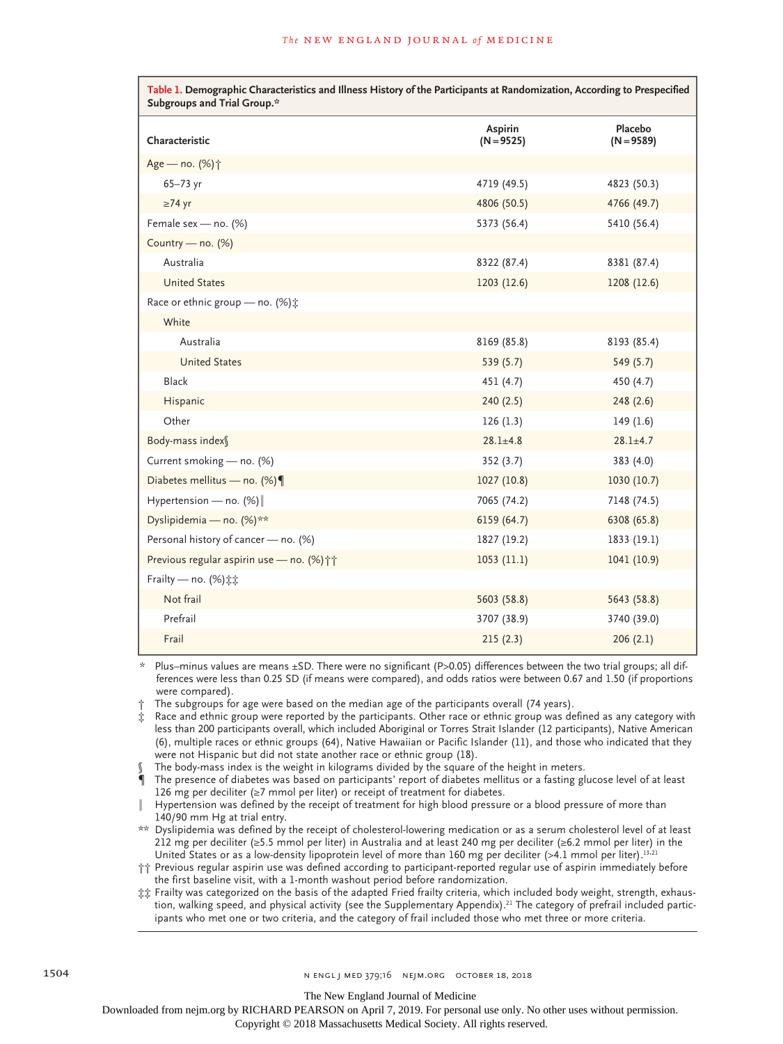**Table 1. Demographic Characteristics and Illness History of the Participants at Randomization, According to Prespecified Subgroups and Trial Group.***

| Characteristic | Aspirin (N=9525) | Placebo (N=9589) |
|---|---|---|
| Age — no. (%)† | | |
| 65–73 yr | 4719 (49.5) | 4823 (50.3) |
| ≥74 yr | 4806 (50.5) | 4766 (49.7) |
| Female sex — no. (%) | 5373 (56.4) | 5410 (56.4) |
| Country — no. (%) | | |
| Australia | 8322 (87.4) | 8381 (87.4) |
| United States | 1203 (12.6) | 1208 (12.6) |
| Race or ethnic group — no. (%)‡ | | |
| White | | |
| Australia | 8169 (85.8) | 8193 (85.4) |
| United States | 539 (5.7) | 549 (5.7) |
| Black | 451 (4.7) | 450 (4.7) |
| Hispanic | 240 (2.5) | 248 (2.6) |
| Other | 126 (1.3) | 149 (1.6) |
| Body-mass index§ | 28.1±4.8 | 28.1±4.7 |
| Current smoking — no. (%) | 352 (3.7) | 383 (4.0) |
| Diabetes mellitus — no. (%)¶ | 1027 (10.8) | 1030 (10.7) |
| Hypertension — no. (%)‖ | 7065 (74.2) | 7148 (74.5) |
| Dyslipidemia — no. (%)** | 6159 (64.7) | 6308 (65.8) |
| Personal history of cancer — no. (%) | 1827 (19.2) | 1833 (19.1) |
| Previous regular aspirin use — no. (%)†† | 1053 (11.1) | 1041 (10.9) |
| Frailty — no. (%)‡‡ | | |
| Not frail | 5603 (58.8) | 5643 (58.8) |
| Prefrail | 3707 (38.9) | 3740 (39.0) |
| Frail | 215 (2.3) | 206 (2.1) |

\* Plus–minus values are means ±SD. There were no significant (P>0.05) differences between the two trial groups; all differences were less than 0.25 SD (if means were compared), and odds ratios were between 0.67 and 1.50 (if proportions were compared).

† The subgroups for age were based on the median age of the participants overall (74 years).

‡ Race and ethnic group were reported by the participants. Other race or ethnic group was defined as any category with less than 200 participants overall, which included Aboriginal or Torres Strait Islander (12 participants), Native American (6), multiple races or ethnic groups (64), Native Hawaiian or Pacific Islander (11), and those who indicated that they were not Hispanic but did not state another race or ethnic group (18).

§ The body-mass index is the weight in kilograms divided by the square of the height in meters.

¶ The presence of diabetes was based on participants' report of diabetes mellitus or a fasting glucose level of at least 126 mg per deciliter (≥7 mmol per liter) or receipt of treatment for diabetes.

‖ Hypertension was defined by the receipt of treatment for high blood pressure or a blood pressure of more than 140/90 mm Hg at trial entry.

** Dyslipidemia was defined by the receipt of cholesterol-lowering medication or as a serum cholesterol level of at least 212 mg per deciliter (≥5.5 mmol per liter) in Australia and at least 240 mg per deciliter (≥6.2 mmol per liter) in the United States or as a low-density lipoprotein level of more than 160 mg per deciliter (>4.1 mmol per liter).[13,21]

†† Previous regular aspirin use was defined according to participant-reported regular use of aspirin immediately before the first baseline visit, with a 1-month washout period before randomization.

‡‡ Frailty was categorized on the basis of the adapted Fried frailty criteria, which included body weight, strength, exhaustion, walking speed, and physical activity (see the Supplementary Appendix).[21] The category of prefrail included participants who met one or two criteria, and the category of frail included those who met three or more criteria.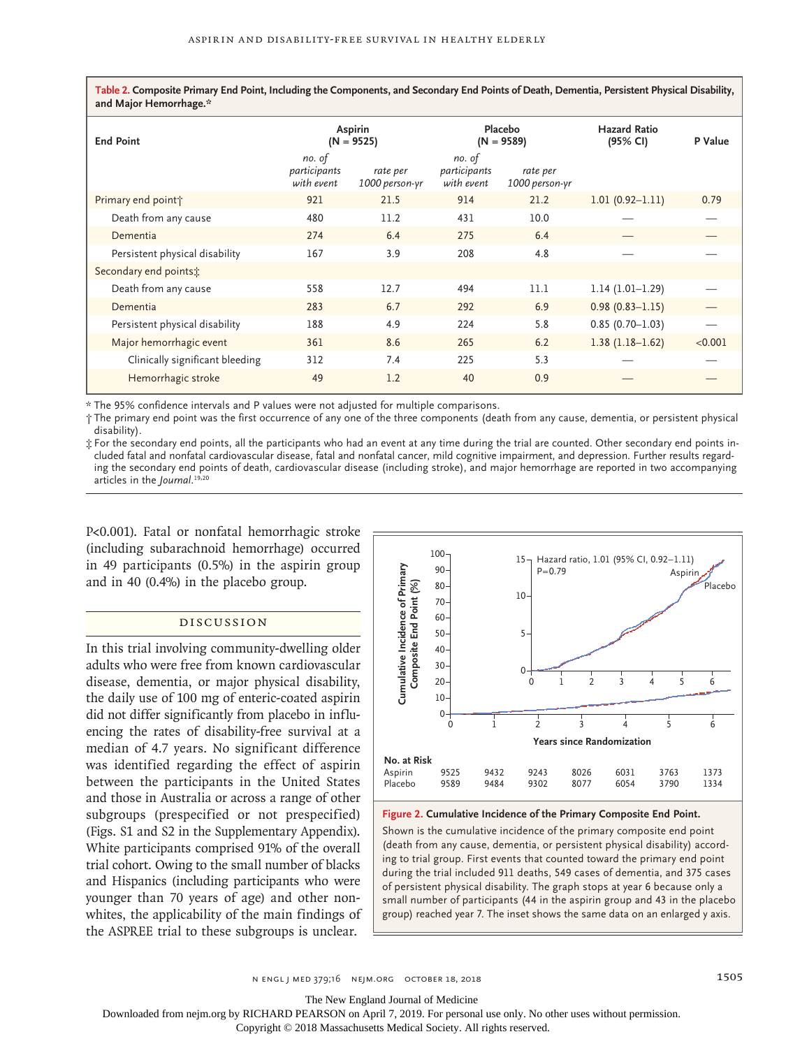**Table 2. Composite Primary End Point, Including the Components, and Secondary End Points of Death, Dementia, Persistent Physical Disability, and Major Hemorrhage.***

| End Point | Aspirin (N = 9525) | | Placebo (N = 9589) | | Hazard Ratio (95% CI) | P Value |
|---|---|---|---|---|---|---|
| | *no. of participants with event* | *rate per 1000 person-yr* | *no. of participants with event* | *rate per 1000 person-yr* | | |
| Primary end point† | 921 | 21.5 | 914 | 21.2 | 1.01 (0.92–1.11) | 0.79 |
| Death from any cause | 480 | 11.2 | 431 | 10.0 | — | — |
| Dementia | 274 | 6.4 | 275 | 6.4 | — | — |
| Persistent physical disability | 167 | 3.9 | 208 | 4.8 | — | — |
| Secondary end points‡ | | | | | | |
| Death from any cause | 558 | 12.7 | 494 | 11.1 | 1.14 (1.01–1.29) | — |
| Dementia | 283 | 6.7 | 292 | 6.9 | 0.98 (0.83–1.15) | — |
| Persistent physical disability | 188 | 4.9 | 224 | 5.8 | 0.85 (0.70–1.03) | — |
| Major hemorrhagic event | 361 | 8.6 | 265 | 6.2 | 1.38 (1.18–1.62) | <0.001 |
| Clinically significant bleeding | 312 | 7.4 | 225 | 5.3 | — | — |
| Hemorrhagic stroke | 49 | 1.2 | 40 | 0.9 | — | — |

\* The 95% confidence intervals and P values were not adjusted for multiple comparisons.

† The primary end point was the first occurrence of any one of the three components (death from any cause, dementia, or persistent physical disability).

‡ For the secondary end points, all the participants who had an event at any time during the trial are counted. Other secondary end points included fatal and nonfatal cardiovascular disease, fatal and nonfatal cancer, mild cognitive impairment, and depression. Further results regarding the secondary end points of death, cardiovascular disease (including stroke), and major hemorrhage are reported in two accompanying articles in the *Journal*.[19,20]

P<0.001). Fatal or nonfatal hemorrhagic stroke (including subarachnoid hemorrhage) occurred in 49 participants (0.5%) in the aspirin group and in 40 (0.4%) in the placebo group.

## Discussion

In this trial involving community-dwelling older adults who were free from known cardiovascular disease, dementia, or major physical disability, the daily use of 100 mg of enteric-coated aspirin did not differ significantly from placebo in influencing the rates of disability-free survival at a median of 4.7 years. No significant difference was identified regarding the effect of aspirin between the participants in the United States and those in Australia or across a range of other subgroups (prespecified or not prespecified) (Figs. S1 and S2 in the Supplementary Appendix). White participants comprised 91% of the overall trial cohort. Owing to the small number of blacks and Hispanics (including participants who were younger than 70 years of age) and other nonwhites, the applicability of the main findings of the ASPREE trial to these subgroups is unclear.

| No. at Risk | 0 | 1 | 2 | 3 | 4 | 5 | 6 |
|---|---|---|---|---|---|---|---|
| Aspirin | 9525 | 9432 | 9243 | 8026 | 6031 | 3763 | 1373 |
| Placebo | 9589 | 9484 | 9302 | 8077 | 6054 | 3790 | 1334 |

**Figure 2. Cumulative Incidence of the Primary Composite End Point.**

Shown is the cumulative incidence of the primary composite end point (death from any cause, dementia, or persistent physical disability) according to trial group. First events that counted toward the primary end point during the trial included 911 deaths, 549 cases of dementia, and 375 cases of persistent physical disability. The graph stops at year 6 because only a small number of participants (44 in the aspirin group and 43 in the placebo group) reached year 7. The inset shows the same data on an enlarged y axis.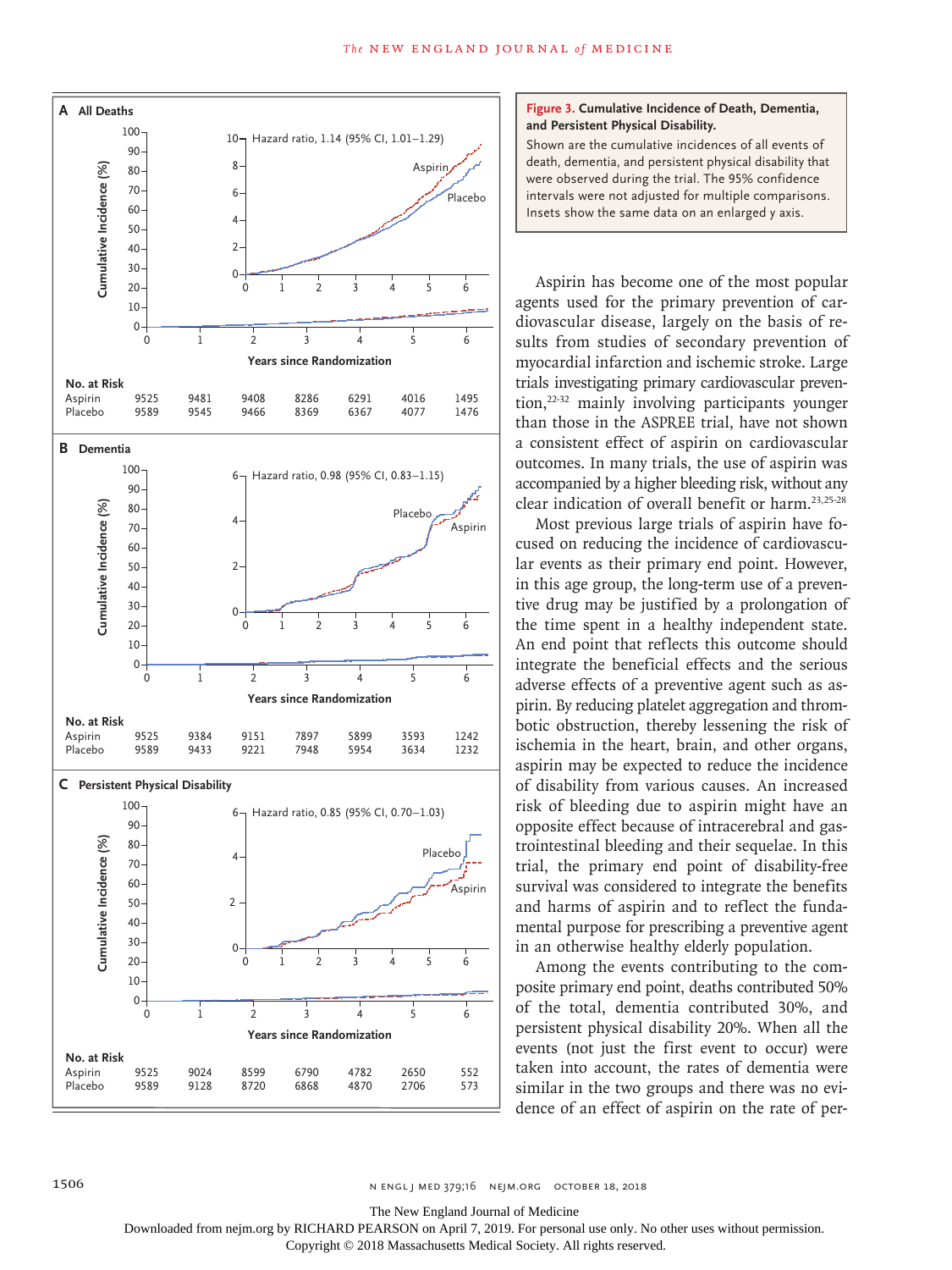**Figure 3. Cumulative Incidence of Death, Dementia, and Persistent Physical Disability.**

Shown are the cumulative incidences of all events of death, dementia, and persistent physical disability that were observed during the trial. The 95% confidence intervals were not adjusted for multiple comparisons. Insets show the same data on an enlarged y axis.

**A All Deaths** — Hazard ratio, 1.14 (95% CI, 1.01–1.29)

| No. at Risk | 0 | 1 | 2 | 3 | 4 | 5 | 6 |
|---|---|---|---|---|---|---|---|
| Aspirin | 9525 | 9481 | 9408 | 8286 | 6291 | 4016 | 1495 |
| Placebo | 9589 | 9545 | 9466 | 8369 | 6367 | 4077 | 1476 |

**B Dementia** — Hazard ratio, 0.98 (95% CI, 0.83–1.15)

| No. at Risk | 0 | 1 | 2 | 3 | 4 | 5 | 6 |
|---|---|---|---|---|---|---|---|
| Aspirin | 9525 | 9384 | 9151 | 7897 | 5899 | 3593 | 1242 |
| Placebo | 9589 | 9433 | 9221 | 7948 | 5954 | 3634 | 1232 |

**C Persistent Physical Disability** — Hazard ratio, 0.85 (95% CI, 0.70–1.03)

| No. at Risk | 0 | 1 | 2 | 3 | 4 | 5 | 6 |
|---|---|---|---|---|---|---|---|
| Aspirin | 9525 | 9024 | 8599 | 6790 | 4782 | 2650 | 552 |
| Placebo | 9589 | 9128 | 8720 | 6868 | 4870 | 2706 | 573 |

Aspirin has become one of the most popular agents used for the primary prevention of cardiovascular disease, largely on the basis of results from studies of secondary prevention of myocardial infarction and ischemic stroke. Large trials investigating primary cardiovascular prevention,[22-32] mainly involving participants younger than those in the ASPREE trial, have not shown a consistent effect of aspirin on cardiovascular outcomes. In many trials, the use of aspirin was accompanied by a higher bleeding risk, without any clear indication of overall benefit or harm.[23,25-28]

Most previous large trials of aspirin have focused on reducing the incidence of cardiovascular events as their primary end point. However, in this age group, the long-term use of a preventive drug may be justified by a prolongation of the time spent in a healthy independent state. An end point that reflects this outcome should integrate the beneficial effects and the serious adverse effects of a preventive agent such as aspirin. By reducing platelet aggregation and thrombotic obstruction, thereby lessening the risk of ischemia in the heart, brain, and other organs, aspirin may be expected to reduce the incidence of disability from various causes. An increased risk of bleeding due to aspirin might have an opposite effect because of intracerebral and gastrointestinal bleeding and their sequelae. In this trial, the primary end point of disability-free survival was considered to integrate the benefits and harms of aspirin and to reflect the fundamental purpose for prescribing a preventive agent in an otherwise healthy elderly population.

Among the events contributing to the composite primary end point, deaths contributed 50% of the total, dementia contributed 30%, and persistent physical disability 20%. When all the events (not just the first event to occur) were taken into account, the rates of dementia were similar in the two groups and there was no evidence of an effect of aspirin on the rate of per-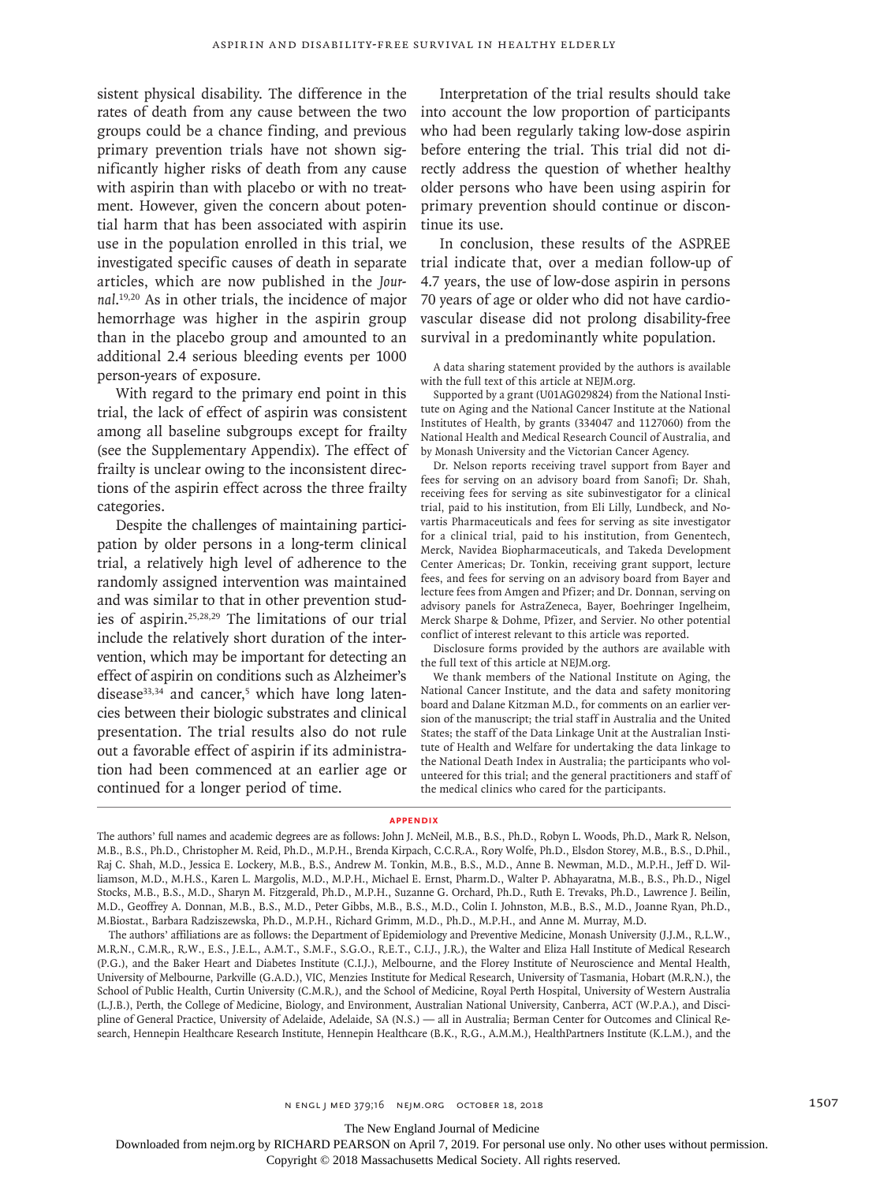sistent physical disability. The difference in the rates of death from any cause between the two groups could be a chance finding, and previous primary prevention trials have not shown significantly higher risks of death from any cause with aspirin than with placebo or with no treatment. However, given the concern about potential harm that has been associated with aspirin use in the population enrolled in this trial, we investigated specific causes of death in separate articles, which are now published in the *Journal*.[19,20] As in other trials, the incidence of major hemorrhage was higher in the aspirin group than in the placebo group and amounted to an additional 2.4 serious bleeding events per 1000 person-years of exposure.

With regard to the primary end point in this trial, the lack of effect of aspirin was consistent among all baseline subgroups except for frailty (see the Supplementary Appendix). The effect of frailty is unclear owing to the inconsistent directions of the aspirin effect across the three frailty categories.

Despite the challenges of maintaining participation by older persons in a long-term clinical trial, a relatively high level of adherence to the randomly assigned intervention was maintained and was similar to that in other prevention studies of aspirin.[25,28,29] The limitations of our trial include the relatively short duration of the intervention, which may be important for detecting an effect of aspirin on conditions such as Alzheimer's disease[33,34] and cancer,[5] which have long latencies between their biologic substrates and clinical presentation. The trial results also do not rule out a favorable effect of aspirin if its administration had been commenced at an earlier age or continued for a longer period of time.

Interpretation of the trial results should take into account the low proportion of participants who had been regularly taking low-dose aspirin before entering the trial. This trial did not directly address the question of whether healthy older persons who have been using aspirin for primary prevention should continue or discontinue its use.

In conclusion, these results of the ASPREE trial indicate that, over a median follow-up of 4.7 years, the use of low-dose aspirin in persons 70 years of age or older who did not have cardiovascular disease did not prolong disability-free survival in a predominantly white population.

A data sharing statement provided by the authors is available with the full text of this article at NEJM.org.

Supported by a grant (U01AG029824) from the National Institute on Aging and the National Cancer Institute at the National Institutes of Health, by grants (334047 and 1127060) from the National Health and Medical Research Council of Australia, and by Monash University and the Victorian Cancer Agency.

Dr. Nelson reports receiving travel support from Bayer and fees for serving on an advisory board from Sanofi; Dr. Shah, receiving fees for serving as site subinvestigator for a clinical trial, paid to his institution, from Eli Lilly, Lundbeck, and Novartis Pharmaceuticals and fees for serving as site investigator for a clinical trial, paid to his institution, from Genentech, Merck, Navidea Biopharmaceuticals, and Takeda Development Center Americas; Dr. Tonkin, receiving grant support, lecture fees, and fees for serving on an advisory board from Bayer and lecture fees from Amgen and Pfizer; and Dr. Donnan, serving on advisory panels for AstraZeneca, Bayer, Boehringer Ingelheim, Merck Sharpe & Dohme, Pfizer, and Servier. No other potential conflict of interest relevant to this article was reported.

Disclosure forms provided by the authors are available with the full text of this article at NEJM.org.

We thank members of the National Institute on Aging, the National Cancer Institute, and the data and safety monitoring board and Dalane Kitzman M.D., for comments on an earlier version of the manuscript; the trial staff in Australia and the United States; the staff of the Data Linkage Unit at the Australian Institute of Health and Welfare for undertaking the data linkage to the National Death Index in Australia; the participants who volunteered for this trial; and the general practitioners and staff of the medical clinics who cared for the participants.

## APPENDIX

The authors' full names and academic degrees are as follows: John J. McNeil, M.B., B.S., Ph.D., Robyn L. Woods, Ph.D., Mark R. Nelson, M.B., B.S., Ph.D., Christopher M. Reid, Ph.D., M.P.H., Brenda Kirpach, C.C.R.A., Rory Wolfe, Ph.D., Elsdon Storey, M.B., B.S., D.Phil., Raj C. Shah, M.D., Jessica E. Lockery, M.B., B.S., Andrew M. Tonkin, M.B., B.S., M.D., Anne B. Newman, M.D., M.P.H., Jeff D. Williamson, M.D., M.H.S., Karen L. Margolis, M.D., M.P.H., Michael E. Ernst, Pharm.D., Walter P. Abhayaratna, M.B., B.S., Ph.D., Nigel Stocks, M.B., B.S., M.D., Sharyn M. Fitzgerald, Ph.D., M.P.H., Suzanne G. Orchard, Ph.D., Ruth E. Trevaks, Ph.D., Lawrence J. Beilin, M.D., Geoffrey A. Donnan, M.B., B.S., M.D., Peter Gibbs, M.B., B.S., M.D., Colin I. Johnston, M.B., B.S., M.D., Joanne Ryan, Ph.D., M.Biostat., Barbara Radziszewska, Ph.D., M.P.H., Richard Grimm, M.D., Ph.D., M.P.H., and Anne M. Murray, M.D.

The authors' affiliations are as follows: the Department of Epidemiology and Preventive Medicine, Monash University (J.J.M., R.L.W., M.R.N., C.M.R., R.W., E.S., J.E.L., A.M.T., S.M.F., S.G.O., R.E.T., C.I.J., J.R.), the Walter and Eliza Hall Institute of Medical Research (P.G.), and the Baker Heart and Diabetes Institute (C.I.J.), Melbourne, and the Florey Institute of Neuroscience and Mental Health, University of Melbourne, Parkville (G.A.D.), VIC, Menzies Institute for Medical Research, University of Tasmania, Hobart (M.R.N.), the School of Public Health, Curtin University (C.M.R.), and the School of Medicine, Royal Perth Hospital, University of Western Australia (L.J.B.), Perth, the College of Medicine, Biology, and Environment, Australian National University, Canberra, ACT (W.P.A.), and Discipline of General Practice, University of Adelaide, Adelaide, SA (N.S.) — all in Australia; Berman Center for Outcomes and Clinical Research, Hennepin Healthcare Research Institute, Hennepin Healthcare (B.K., R.G., A.M.M.), HealthPartners Institute (K.L.M.), and the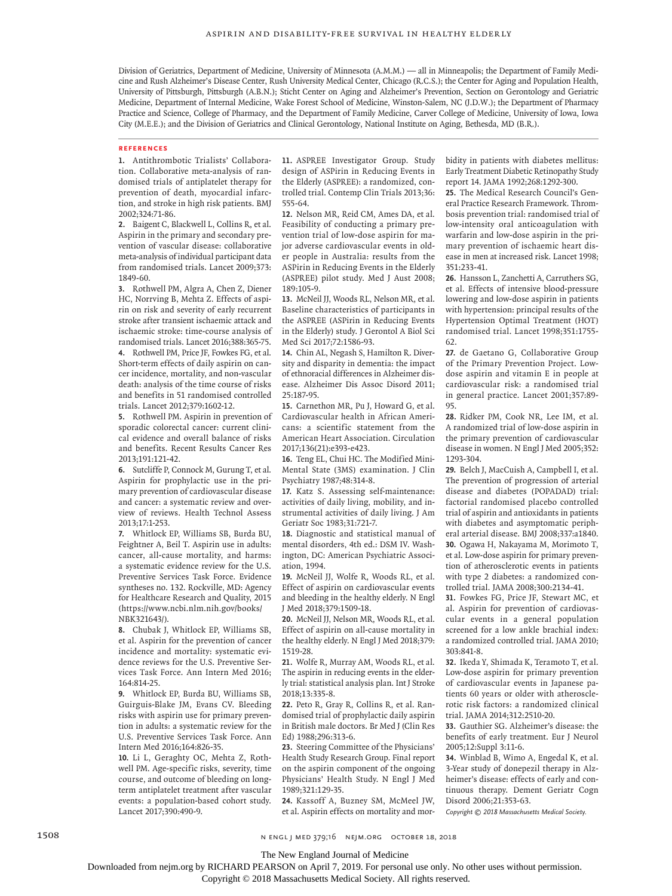Division of Geriatrics, Department of Medicine, University of Minnesota (A.M.M.) — all in Minneapolis; the Department of Family Medicine and Rush Alzheimer's Disease Center, Rush University Medical Center, Chicago (R.C.S.); the Center for Aging and Population Health, University of Pittsburgh, Pittsburgh (A.B.N.); Sticht Center on Aging and Alzheimer's Prevention, Section on Gerontology and Geriatric Medicine, Department of Internal Medicine, Wake Forest School of Medicine, Winston-Salem, NC (J.D.W.); the Department of Pharmacy Practice and Science, College of Pharmacy, and the Department of Family Medicine, Carver College of Medicine, University of Iowa, Iowa City (M.E.E.); and the Division of Geriatrics and Clinical Gerontology, National Institute on Aging, Bethesda, MD (B.R.).

## References

1. Antithrombotic Trialists' Collaboration. Collaborative meta-analysis of randomised trials of antiplatelet therapy for prevention of death, myocardial infarction, and stroke in high risk patients. BMJ 2002;324:71-86.
2. Baigent C, Blackwell L, Collins R, et al. Aspirin in the primary and secondary prevention of vascular disease: collaborative meta-analysis of individual participant data from randomised trials. Lancet 2009;373:1849-60.
3. Rothwell PM, Algra A, Chen Z, Diener HC, Norrving B, Mehta Z. Effects of aspirin on risk and severity of early recurrent stroke after transient ischaemic attack and ischaemic stroke: time-course analysis of randomised trials. Lancet 2016;388:365-75.
4. Rothwell PM, Price JF, Fowkes FG, et al. Short-term effects of daily aspirin on cancer incidence, mortality, and non-vascular death: analysis of the time course of risks and benefits in 51 randomised controlled trials. Lancet 2012;379:1602-12.
5. Rothwell PM. Aspirin in prevention of sporadic colorectal cancer: current clinical evidence and overall balance of risks and benefits. Recent Results Cancer Res 2013;191:121-42.
6. Sutcliffe P, Connock M, Gurung T, et al. Aspirin for prophylactic use in the primary prevention of cardiovascular disease and cancer: a systematic review and overview of reviews. Health Technol Assess 2013;17:1-253.
7. Whitlock EP, Williams SB, Burda BU, Feightner A, Beil T. Aspirin use in adults: cancer, all-cause mortality, and harms: a systematic evidence review for the U.S. Preventive Services Task Force. Evidence syntheses no. 132. Rockville, MD: Agency for Healthcare Research and Quality, 2015 (https://www.ncbi.nlm.nih.gov/books/NBK321643/).
8. Chubak J, Whitlock EP, Williams SB, et al. Aspirin for the prevention of cancer incidence and mortality: systematic evidence reviews for the U.S. Preventive Services Task Force. Ann Intern Med 2016;164:814-25.
9. Whitlock EP, Burda BU, Williams SB, Guirguis-Blake JM, Evans CV. Bleeding risks with aspirin use for primary prevention in adults: a systematic review for the U.S. Preventive Services Task Force. Ann Intern Med 2016;164:826-35.
10. Li L, Geraghty OC, Mehta Z, Rothwell PM. Age-specific risks, severity, time course, and outcome of bleeding on long-term antiplatelet treatment after vascular events: a population-based cohort study. Lancet 2017;390:490-9.
11. ASPREE Investigator Group. Study design of ASPirin in Reducing Events in the Elderly (ASPREE): a randomized, controlled trial. Contemp Clin Trials 2013;36:555-64.
12. Nelson MR, Reid CM, Ames DA, et al. Feasibility of conducting a primary prevention trial of low-dose aspirin for major adverse cardiovascular events in older people in Australia: results from the ASPirin in Reducing Events in the Elderly (ASPREE) pilot study. Med J Aust 2008;189:105-9.
13. McNeil JJ, Woods RL, Nelson MR, et al. Baseline characteristics of participants in the ASPREE (ASPirin in Reducing Events in the Elderly) study. J Gerontol A Biol Sci Med Sci 2017;72:1586-93.
14. Chin AL, Negash S, Hamilton R. Diversity and disparity in dementia: the impact of ethnoracial differences in Alzheimer disease. Alzheimer Dis Assoc Disord 2011;25:187-95.
15. Carnethon MR, Pu J, Howard G, et al. Cardiovascular health in African Americans: a scientific statement from the American Heart Association. Circulation 2017;136(21):e393-e423.
16. Teng EL, Chui HC. The Modified Mini-Mental State (3MS) examination. J Clin Psychiatry 1987;48:314-8.
17. Katz S. Assessing self-maintenance: activities of daily living, mobility, and instrumental activities of daily living. J Am Geriatr Soc 1983;31:721-7.
18. Diagnostic and statistical manual of mental disorders, 4th ed.: DSM IV. Washington, DC: American Psychiatric Association, 1994.
19. McNeil JJ, Wolfe R, Woods RL, et al. Effect of aspirin on cardiovascular events and bleeding in the healthy elderly. N Engl J Med 2018;379:1509-18.
20. McNeil JJ, Nelson MR, Woods RL, et al. Effect of aspirin on all-cause mortality in the healthy elderly. N Engl J Med 2018;379:1519-28.
21. Wolfe R, Murray AM, Woods RL, et al. The aspirin in reducing events in the elderly trial: statistical analysis plan. Int J Stroke 2018;13:335-8.
22. Peto R, Gray R, Collins R, et al. Randomised trial of prophylactic daily aspirin in British male doctors. Br Med J (Clin Res Ed) 1988;296:313-6.
23. Steering Committee of the Physicians' Health Study Research Group. Final report on the aspirin component of the ongoing Physicians' Health Study. N Engl J Med 1989;321:129-35.
24. Kassoff A, Buzney SM, McMeel JW, et al. Aspirin effects on mortality and morbidity in patients with diabetes mellitus: Early Treatment Diabetic Retinopathy Study report 14. JAMA 1992;268:1292-300.
25. The Medical Research Council's General Practice Research Framework. Thrombosis prevention trial: randomised trial of low-intensity oral anticoagulation with warfarin and low-dose aspirin in the primary prevention of ischaemic heart disease in men at increased risk. Lancet 1998;351:233-41.
26. Hansson L, Zanchetti A, Carruthers SG, et al. Effects of intensive blood-pressure lowering and low-dose aspirin in patients with hypertension: principal results of the Hypertension Optimal Treatment (HOT) randomised trial. Lancet 1998;351:1755-62.
27. de Gaetano G, Collaborative Group of the Primary Prevention Project. Low-dose aspirin and vitamin E in people at cardiovascular risk: a randomised trial in general practice. Lancet 2001;357:89-95.
28. Ridker PM, Cook NR, Lee IM, et al. A randomized trial of low-dose aspirin in the primary prevention of cardiovascular disease in women. N Engl J Med 2005;352:1293-304.
29. Belch J, MacCuish A, Campbell I, et al. The prevention of progression of arterial disease and diabetes (POPADAD) trial: factorial randomised placebo controlled trial of aspirin and antioxidants in patients with diabetes and asymptomatic peripheral arterial disease. BMJ 2008;337:a1840.
30. Ogawa H, Nakayama M, Morimoto T, et al. Low-dose aspirin for primary prevention of atherosclerotic events in patients with type 2 diabetes: a randomized controlled trial. JAMA 2008;300:2134-41.
31. Fowkes FG, Price JF, Stewart MC, et al. Aspirin for prevention of cardiovascular events in a general population screened for a low ankle brachial index: a randomized controlled trial. JAMA 2010;303:841-8.
32. Ikeda Y, Shimada K, Teramoto T, et al. Low-dose aspirin for primary prevention of cardiovascular events in Japanese patients 60 years or older with atherosclerotic risk factors: a randomized clinical trial. JAMA 2014;312:2510-20.
33. Gauthier SG. Alzheimer's disease: the benefits of early treatment. Eur J Neurol 2005;12:Suppl 3:11-6.
34. Winblad B, Wimo A, Engedal K, et al. 3-Year study of donepezil therapy in Alzheimer's disease: effects of early and continuous therapy. Dement Geriatr Cogn Disord 2006;21:353-63.

*Copyright © 2018 Massachusetts Medical Society.*